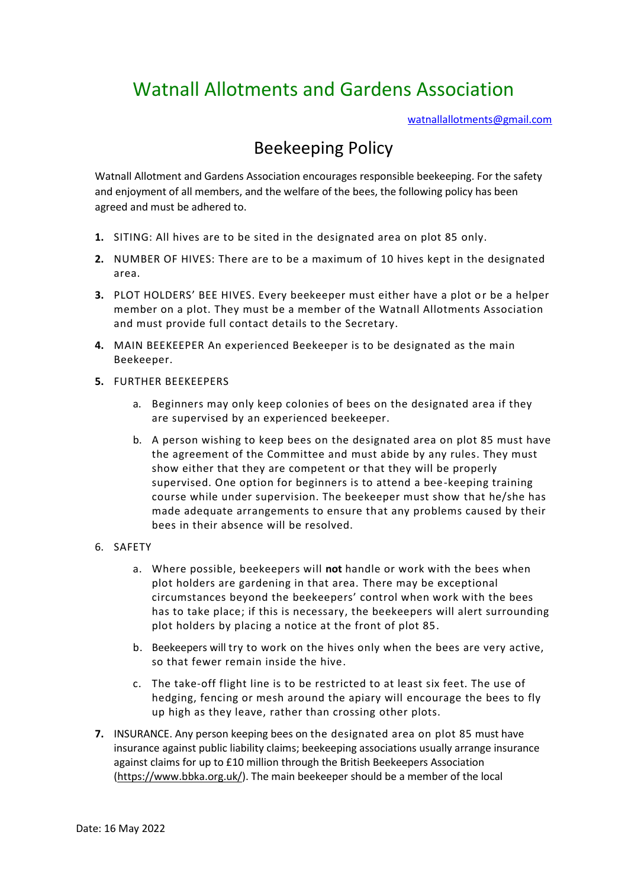# Watnall Allotments and Gardens Association

watnallallotments@gmail.com

## Beekeeping Policy

Watnall Allotment and Gardens Association encourages responsible beekeeping. For the safety and enjoyment of all members, and the welfare of the bees, the following policy has been agreed and must be adhered to.

1. SITING: All hives are to be sited in the designated area on plot 85 only.
2. NUMBER OF HIVES: There are to be a maximum of 10 hives kept in the designated area.
3. PLOT HOLDERS' BEE HIVES. Every beekeeper must either have a plot or be a helper member on a plot. They must be a member of the Watnall Allotments Association and must provide full contact details to the Secretary.
4. MAIN BEEKEEPER An experienced Beekeeper is to be designated as the main Beekeeper.
5. FURTHER BEEKEEPERS
   a. Beginners may only keep colonies of bees on the designated area if they are supervised by an experienced beekeeper.
   b. A person wishing to keep bees on the designated area on plot 85 must have the agreement of the Committee and must abide by any rules. They must show either that they are competent or that they will be properly supervised. One option for beginners is to attend a bee-keeping training course while under supervision. The beekeeper must show that he/she has made adequate arrangements to ensure that any problems caused by their bees in their absence will be resolved.
6. SAFETY
   a. Where possible, beekeepers will **not** handle or work with the bees when plot holders are gardening in that area. There may be exceptional circumstances beyond the beekeepers' control when work with the bees has to take place; if this is necessary, the beekeepers will alert surrounding plot holders by placing a notice at the front of plot 85.
   b. Beekeepers will try to work on the hives only when the bees are very active, so that fewer remain inside the hive.
   c. The take-off flight line is to be restricted to at least six feet. The use of hedging, fencing or mesh around the apiary will encourage the bees to fly up high as they leave, rather than crossing other plots.
7. INSURANCE. Any person keeping bees on the designated area on plot 85 must have insurance against public liability claims; beekeeping associations usually arrange insurance against claims for up to £10 million through the British Beekeepers Association (https://www.bbka.org.uk/). The main beekeeper should be a member of the local

Date: 16 May 2022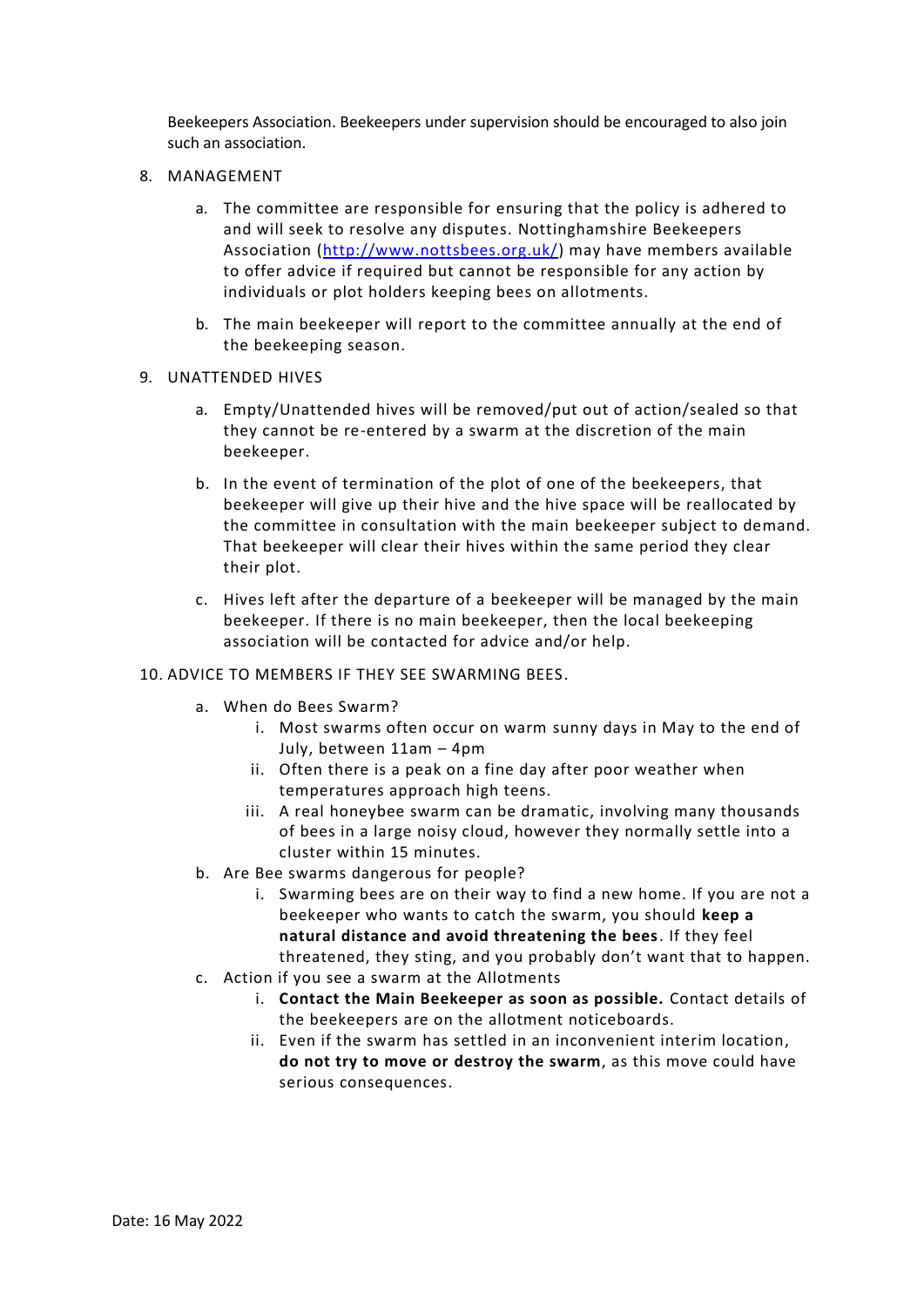Beekeepers Association. Beekeepers under supervision should be encouraged to also join such an association.

8. MANAGEMENT

   a. The committee are responsible for ensuring that the policy is adhered to and will seek to resolve any disputes. Nottinghamshire Beekeepers Association ([http://www.nottsbees.org.uk/](http://www.nottsbees.org.uk/)) may have members available to offer advice if required but cannot be responsible for any action by individuals or plot holders keeping bees on allotments.

   b. The main beekeeper will report to the committee annually at the end of the beekeeping season.

9. UNATTENDED HIVES

   a. Empty/Unattended hives will be removed/put out of action/sealed so that they cannot be re-entered by a swarm at the discretion of the main beekeeper.

   b. In the event of termination of the plot of one of the beekeepers, that beekeeper will give up their hive and the hive space will be reallocated by the committee in consultation with the main beekeeper subject to demand. That beekeeper will clear their hives within the same period they clear their plot.

   c. Hives left after the departure of a beekeeper will be managed by the main beekeeper. If there is no main beekeeper, then the local beekeeping association will be contacted for advice and/or help.

10. ADVICE TO MEMBERS IF THEY SEE SWARMING BEES.

    a. When do Bees Swarm?
       i. Most swarms often occur on warm sunny days in May to the end of July, between 11am – 4pm
       ii. Often there is a peak on a fine day after poor weather when temperatures approach high teens.
       iii. A real honeybee swarm can be dramatic, involving many thousands of bees in a large noisy cloud, however they normally settle into a cluster within 15 minutes.
    b. Are Bee swarms dangerous for people?
       i. Swarming bees are on their way to find a new home. If you are not a beekeeper who wants to catch the swarm, you should **keep a natural distance and avoid threatening the bees**. If they feel threatened, they sting, and you probably don't want that to happen.
    c. Action if you see a swarm at the Allotments
       i. **Contact the Main Beekeeper as soon as possible.** Contact details of the beekeepers are on the allotment noticeboards.
       ii. Even if the swarm has settled in an inconvenient interim location, **do not try to move or destroy the swarm**, as this move could have serious consequences.

Date: 16 May 2022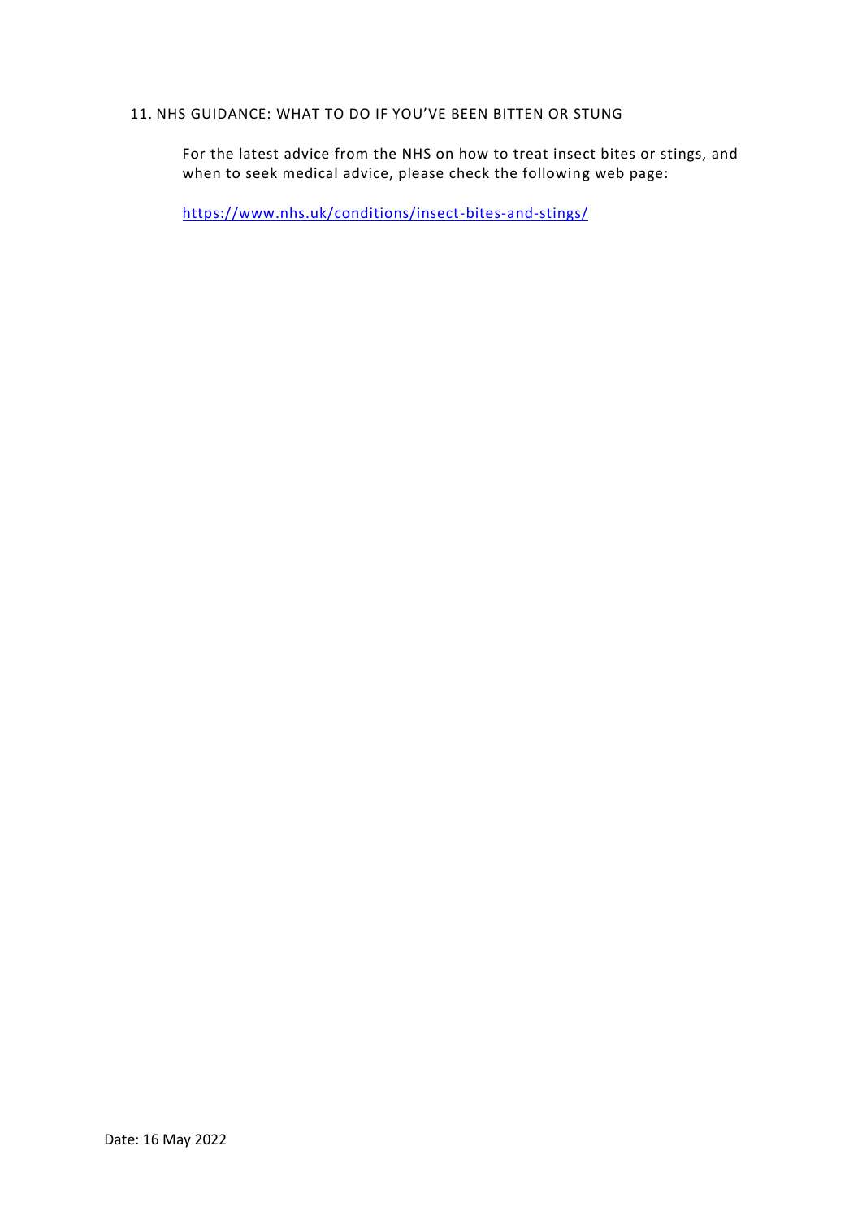## 11. NHS GUIDANCE: WHAT TO DO IF YOU'VE BEEN BITTEN OR STUNG

For the latest advice from the NHS on how to treat insect bites or stings, and when to seek medical advice, please check the following web page:

https://www.nhs.uk/conditions/insect-bites-and-stings/

Date: 16 May 2022